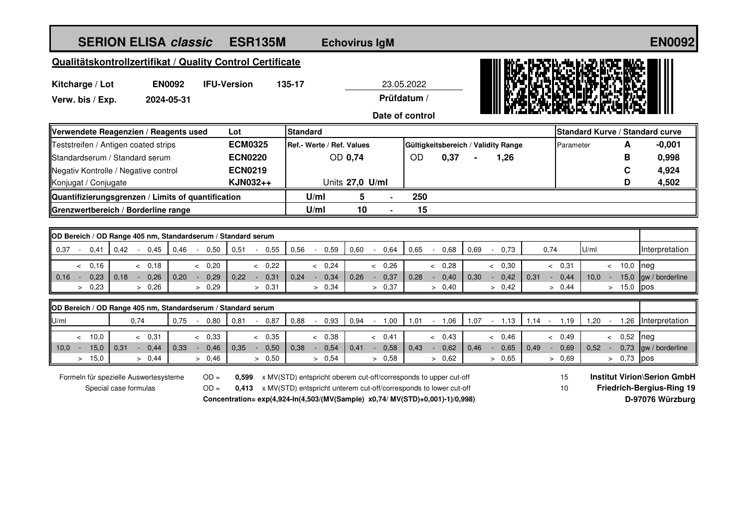# SERION ELISA *classic* ESR135M Echovirus IgM EN0092

## Qualitätskontrollzertifikat / Quality Control Certificate

**Kitcharge / Lot** **EN0092** **IFU-Version** **135-17**

**Verw. bis / Exp.** **2024-05-31**

23.05.2022
**Prüfdatum / Date of control**

| Verwendete Reagenzien / Reagents used | Lot | Standard | | | Standard Kurve / Standard curve | | |
|---|---|---|---|---|---|---|---|
| Teststreifen / Antigen coated strips | **ECM0325** | Ref.- Werte / Ref. Values | Gültigkeitsbereich / Validity Range | | Parameter | **A** | **-0,001** |
| Standardserum / Standard serum | **ECN0220** | OD **0,74** | OD **0,37** - **1,26** | | | **B** | **0,998** |
| Negativ Kontrolle / Negative control | **ECN0219** | | | | | **C** | **4,924** |
| Konjugat / Conjugate | **KJN032++** | Units **27,0 U/ml** | | | | **D** | **4,502** |
| **Quantifizierungsgrenzen / Limits of quantification** | | **U/ml** | **5** - **250** | | | | |
| **Grenzwertbereich / Borderline range** | | **U/ml** | **10** - **15** | | | | |

**OD Bereich / OD Range 405 nm, Standardserum / Standard serum**

| 0,37 - 0,41 | 0,42 - 0,45 | 0,46 - 0,50 | 0,51 - 0,55 | 0,56 - 0,59 | 0,60 - 0,64 | 0,65 - 0,68 | 0,69 - 0,73 | 0,74 | U/ml | Interpretation |
|---|---|---|---|---|---|---|---|---|---|---|
| < 0,16 | < 0,18 | < 0,20 | < 0,22 | < 0,24 | < 0,26 | < 0,28 | < 0,30 | < 0,31 | < 10,0 | neg |
| 0,16 - 0,23 | 0,18 - 0,26 | 0,20 - 0,29 | 0,22 - 0,31 | 0,24 - 0,34 | 0,26 - 0,37 | 0,28 - 0,40 | 0,30 - 0,42 | 0,31 - 0,44 | 10,0 - 15,0 | gw / borderline |
| > 0,23 | > 0,26 | > 0,29 | > 0,31 | > 0,34 | > 0,37 | > 0,40 | > 0,42 | > 0,44 | > 15,0 | pos |

**OD Bereich / OD Range 405 nm, Standardserum / Standard serum**

| U/ml | 0,74 | 0,75 - 0,80 | 0,81 - 0,87 | 0,88 - 0,93 | 0,94 - 1,00 | 1,01 - 1,06 | 1,07 - 1,13 | 1,14 - 1,19 | 1,20 - 1,26 | Interpretation |
|---|---|---|---|---|---|---|---|---|---|---|
| < 10,0 | < 0,31 | < 0,33 | < 0,35 | < 0,38 | < 0,41 | < 0,43 | < 0,46 | < 0,49 | < 0,52 | neg |
| 10,0 - 15,0 | 0,31 - 0,44 | 0,33 - 0,46 | 0,35 - 0,50 | 0,38 - 0,54 | 0,41 - 0,58 | 0,43 - 0,62 | 0,46 - 0,65 | 0,49 - 0,69 | 0,52 - 0,73 | gw / borderline |
| > 15,0 | > 0,44 | > 0,46 | > 0,50 | > 0,54 | > 0,58 | > 0,62 | > 0,65 | > 0,69 | > 0,73 | pos |

Formeln für spezielle Auswertesysteme / Special case formulas

OD = **0,599** x MV(STD) entspricht oberem cut-off/corresponds to upper cut-off — 15

OD = **0,413** x MV(STD) entspricht unterem cut-off/corresponds to lower cut-off — 10

**Concentration= exp(4,924-ln(4,503/(MV(Sample) x0,74/ MV(STD)+0,001)-1)/0,998)**

**Institut Virion\Serion GmbH**
**Friedrich-Bergius-Ring 19**
**D-97076 Würzburg**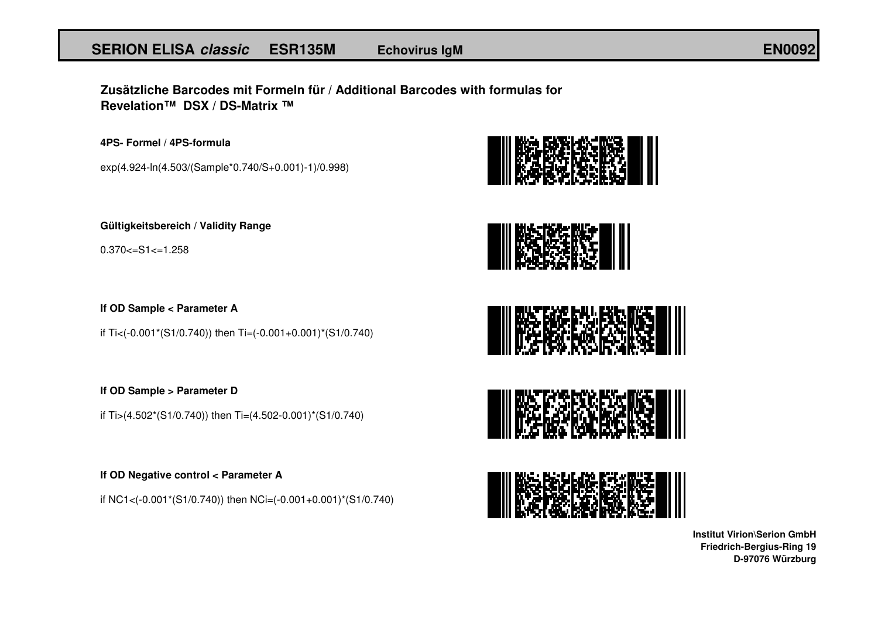**SERION ELISA *classic*    ESR135M    Echovirus IgM    EN0092**

### Zusätzliche Barcodes mit Formeln für / Additional Barcodes with formulas for Revelation™ DSX / DS-Matrix ™

**4PS- Formel / 4PS-formula**

exp(4.924-ln(4.503/(Sample*0.740/S+0.001)-1)/0.998)

**Gültigkeitsbereich / Validity Range**

0.370<=S1<=1.258

**If OD Sample < Parameter A**

if Ti<(-0.001*(S1/0.740)) then Ti=(-0.001+0.001)*(S1/0.740)

**If OD Sample > Parameter D**

if Ti>(4.502*(S1/0.740)) then Ti=(4.502-0.001)*(S1/0.740)

**If OD Negative control < Parameter A**

if NC1<(-0.001*(S1/0.740)) then NCi=(-0.001+0.001)*(S1/0.740)

**Institut Virion\Serion GmbH**
**Friedrich-Bergius-Ring 19**
**D-97076 Würzburg**